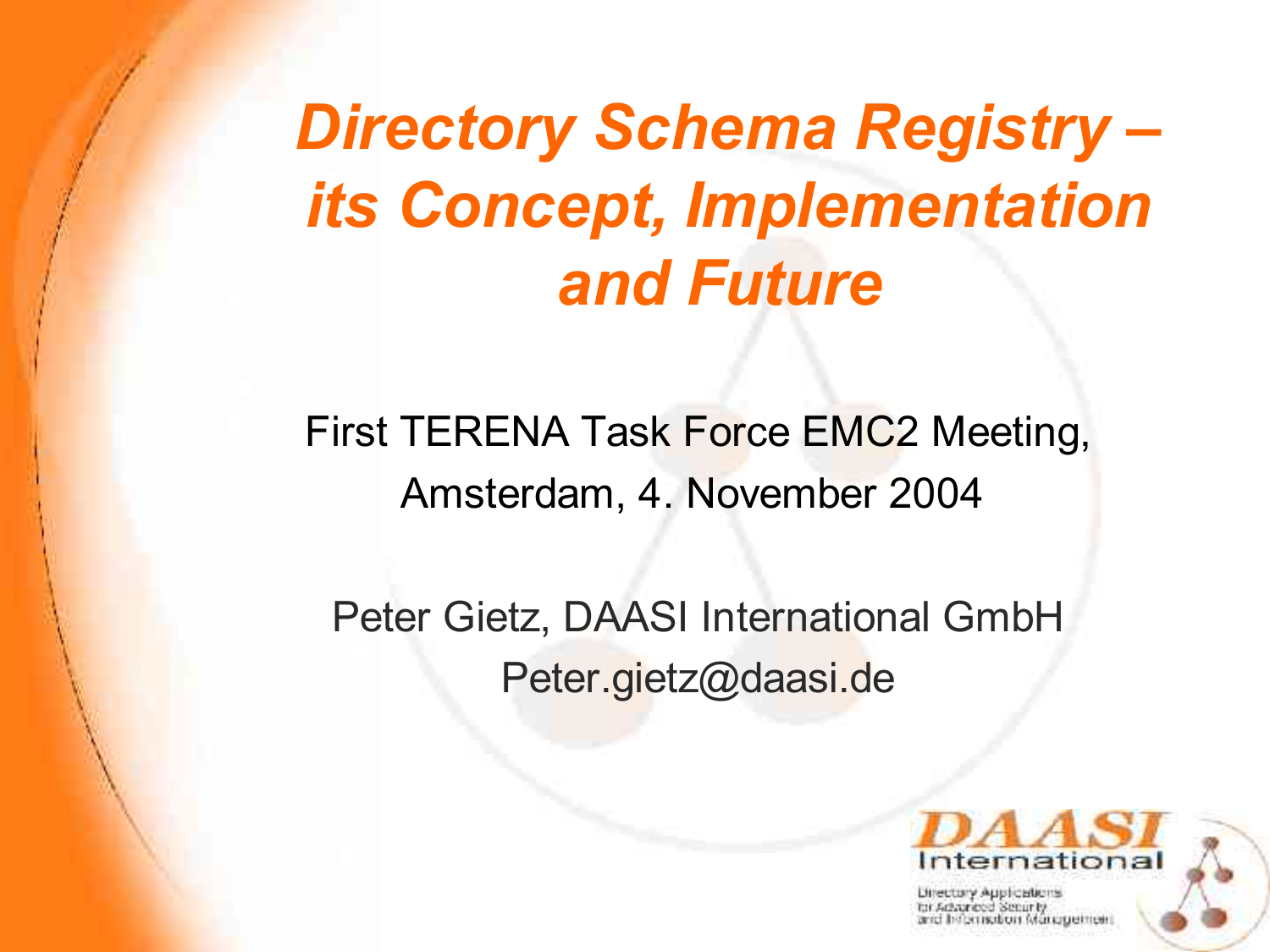# *Directory Schema Registry – its Concept, Implementation and Future*

First TERENA Task Force EMC2 Meeting,
Amsterdam, 4. November 2004

Peter Gietz, DAASI International GmbH
Peter.gietz@daasi.de

DAASI International
Directory Applications for Advanced Security and Information Management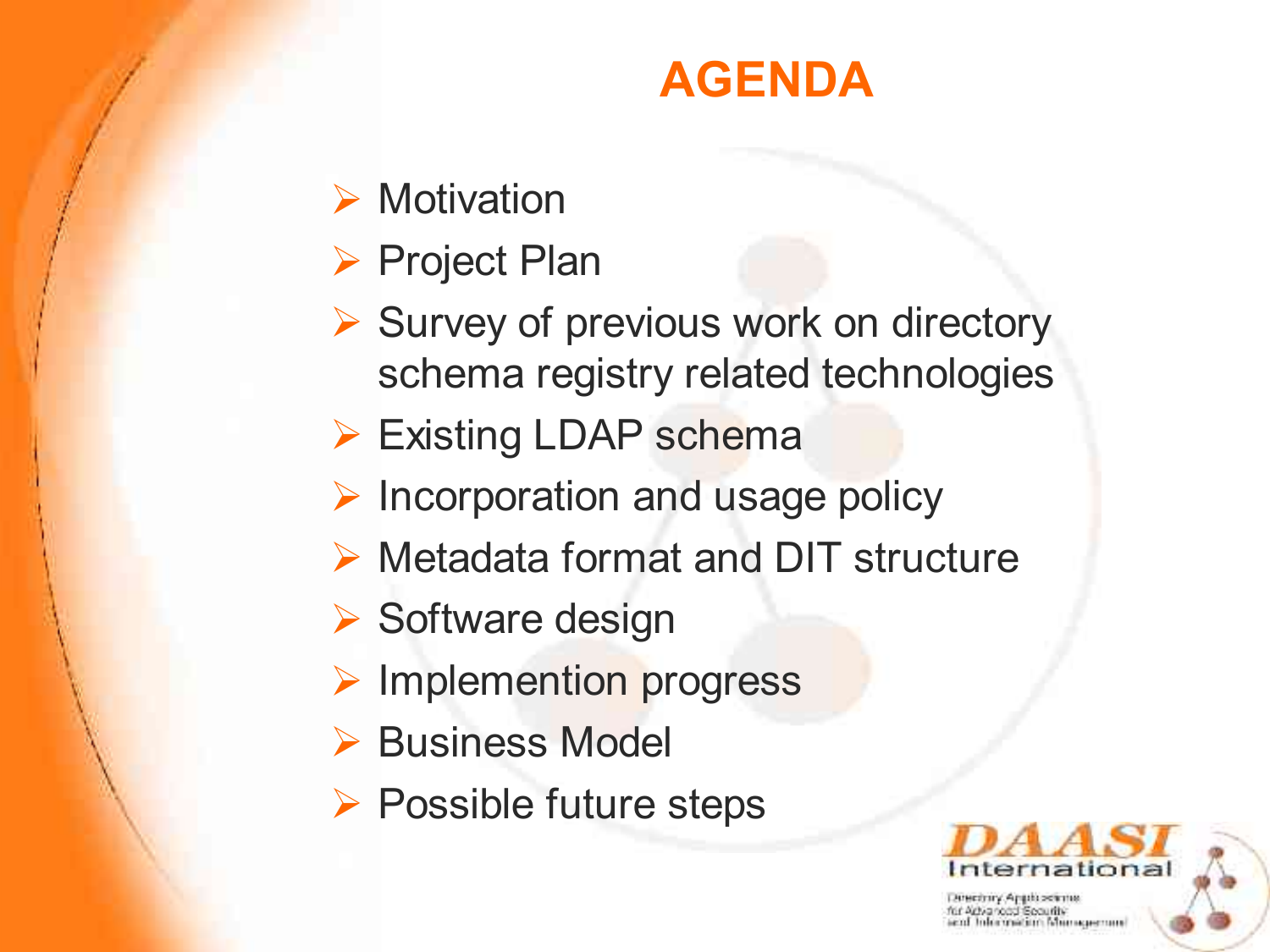# AGENDA

- Motivation
- Project Plan
- Survey of previous work on directory schema registry related technologies
- Existing LDAP schema
- Incorporation and usage policy
- Metadata format and DIT structure
- Software design
- Implemention progress
- Business Model
- Possible future steps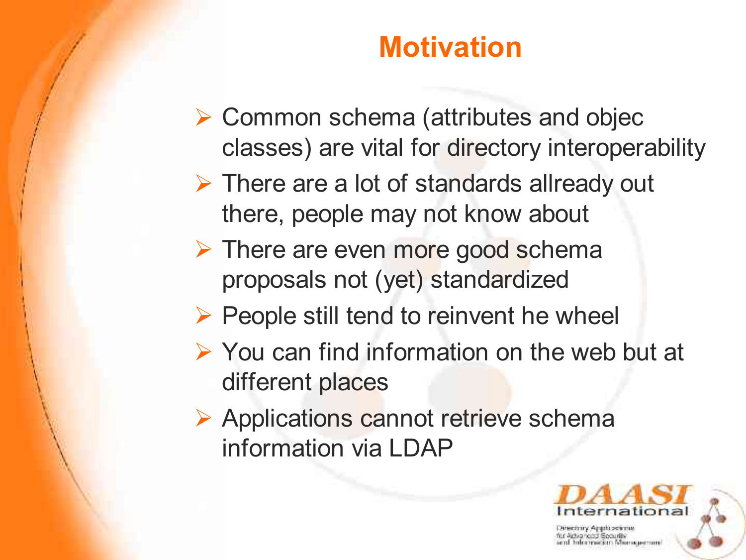# Motivation

- Common schema (attributes and objec classes) are vital for directory interoperability
- There are a lot of standards allready out there, people may not know about
- There are even more good schema proposals not (yet) standardized
- People still tend to reinvent he wheel
- You can find information on the web but at different places
- Applications cannot retrieve schema information via LDAP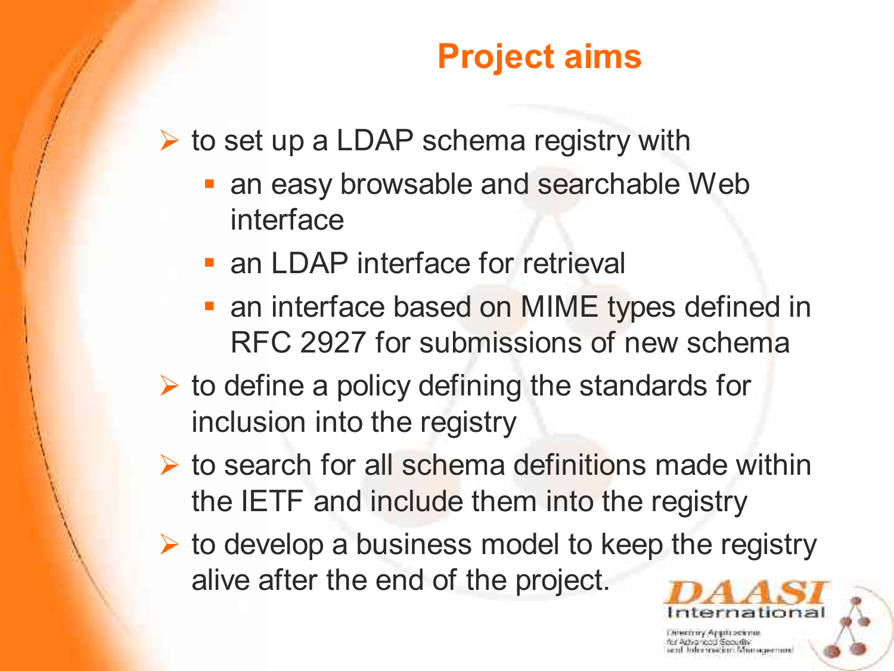# Project aims

- to set up a LDAP schema registry with
  - an easy browsable and searchable Web interface
  - an LDAP interface for retrieval
  - an interface based on MIME types defined in RFC 2927 for submissions of new schema
- to define a policy defining the standards for inclusion into the registry
- to search for all schema definitions made within the IETF and include them into the registry
- to develop a business model to keep the registry alive after the end of the project.

DAASI International

Directory Applications for Advanced Security and Information Management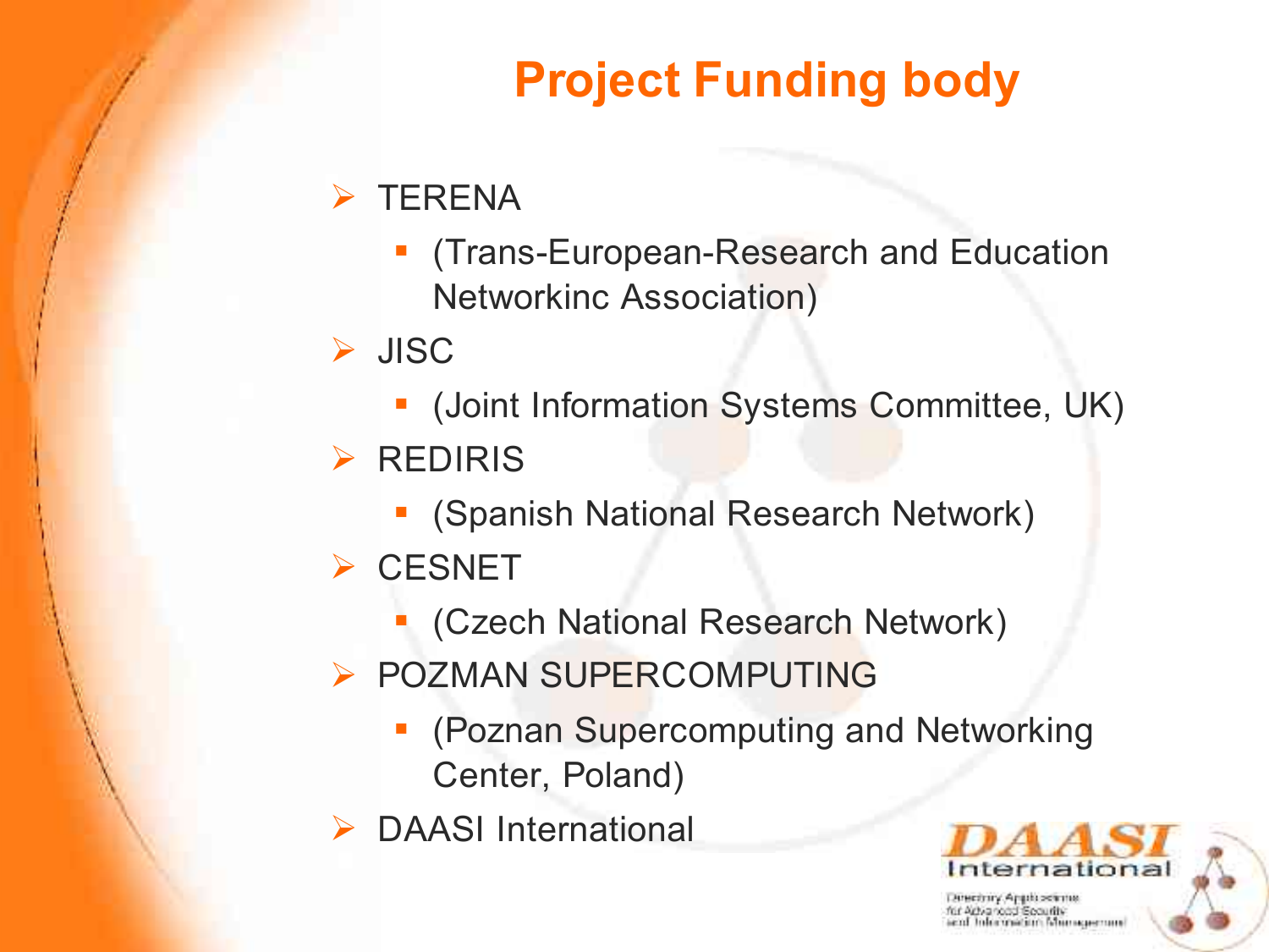# Project Funding body

- TERENA
  - (Trans-European-Research and Education Networkinc Association)
- JISC
  - (Joint Information Systems Committee, UK)
- REDIRIS
  - (Spanish National Research Network)
- CESNET
  - (Czech National Research Network)
- POZMAN SUPERCOMPUTING
  - (Poznan Supercomputing and Networking Center, Poland)
- DAASI International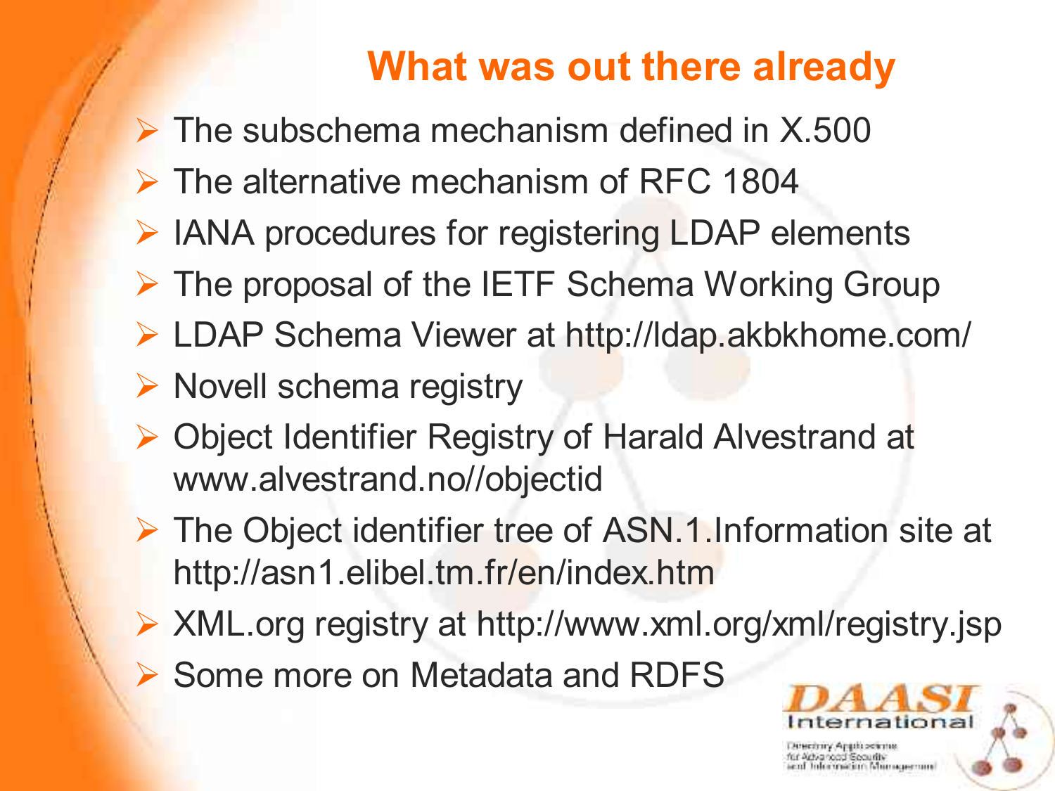# What was out there already

- The subschema mechanism defined in X.500
- The alternative mechanism of RFC 1804
- IANA procedures for registering LDAP elements
- The proposal of the IETF Schema Working Group
- LDAP Schema Viewer at http://ldap.akbkhome.com/
- Novell schema registry
- Object Identifier Registry of Harald Alvestrand at www.alvestrand.no//objectid
- The Object identifier tree of ASN.1.Information site at http://asn1.elibel.tm.fr/en/index.htm
- XML.org registry at http://www.xml.org/xml/registry.jsp
- Some more on Metadata and RDFS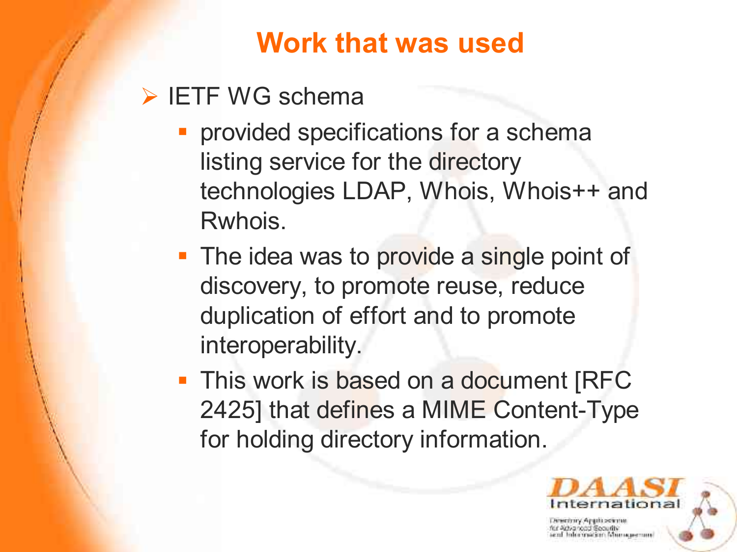# Work that was used

- IETF WG schema
  - provided specifications for a schema listing service for the directory technologies LDAP, Whois, Whois++ and Rwhois.
  - The idea was to provide a single point of discovery, to promote reuse, reduce duplication of effort and to promote interoperability.
  - This work is based on a document [RFC 2425] that defines a MIME Content-Type for holding directory information.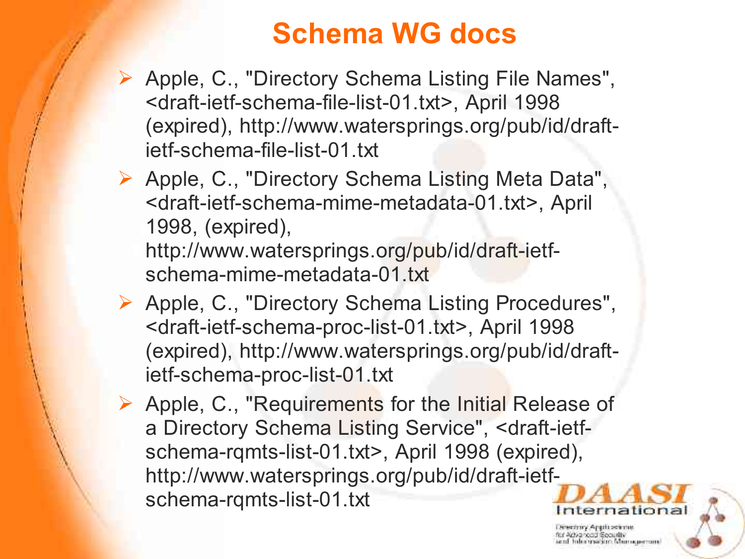# Schema WG docs

- Apple, C., "Directory Schema Listing File Names", <draft-ietf-schema-file-list-01.txt>, April 1998 (expired), http://www.watersprings.org/pub/id/draft-ietf-schema-file-list-01.txt
- Apple, C., "Directory Schema Listing Meta Data", <draft-ietf-schema-mime-metadata-01.txt>, April 1998, (expired), http://www.watersprings.org/pub/id/draft-ietf-schema-mime-metadata-01.txt
- Apple, C., "Directory Schema Listing Procedures", <draft-ietf-schema-proc-list-01.txt>, April 1998 (expired), http://www.watersprings.org/pub/id/draft-ietf-schema-proc-list-01.txt
- Apple, C., "Requirements for the Initial Release of a Directory Schema Listing Service", <draft-ietf-schema-rqmts-list-01.txt>, April 1998 (expired), http://www.watersprings.org/pub/id/draft-ietf-schema-rqmts-list-01.txt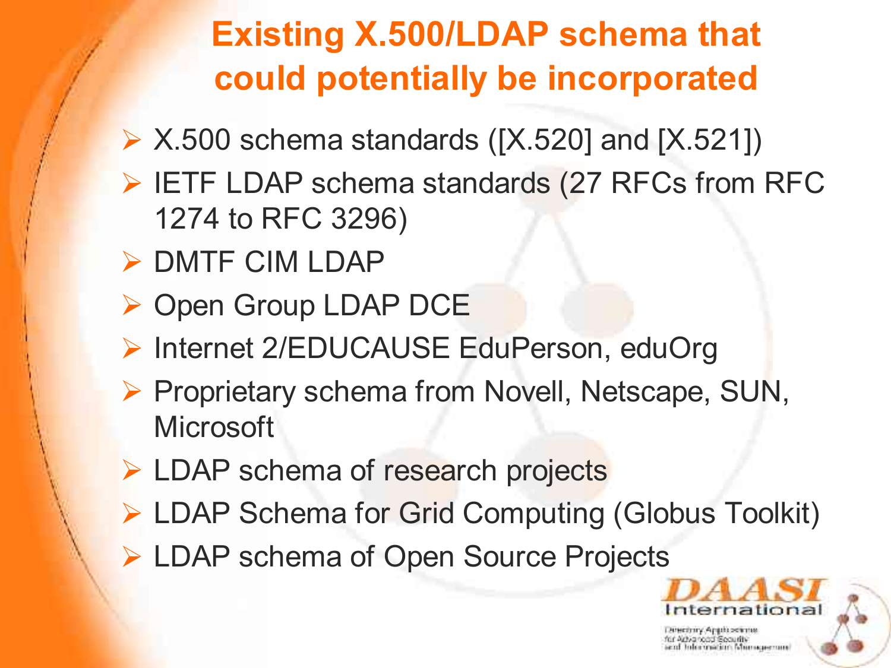# Existing X.500/LDAP schema that could potentially be incorporated

- X.500 schema standards ([X.520] and [X.521])
- IETF LDAP schema standards (27 RFCs from RFC 1274 to RFC 3296)
- DMTF CIM LDAP
- Open Group LDAP DCE
- Internet 2/EDUCAUSE EduPerson, eduOrg
- Proprietary schema from Novell, Netscape, SUN, Microsoft
- LDAP schema of research projects
- LDAP Schema for Grid Computing (Globus Toolkit)
- LDAP schema of Open Source Projects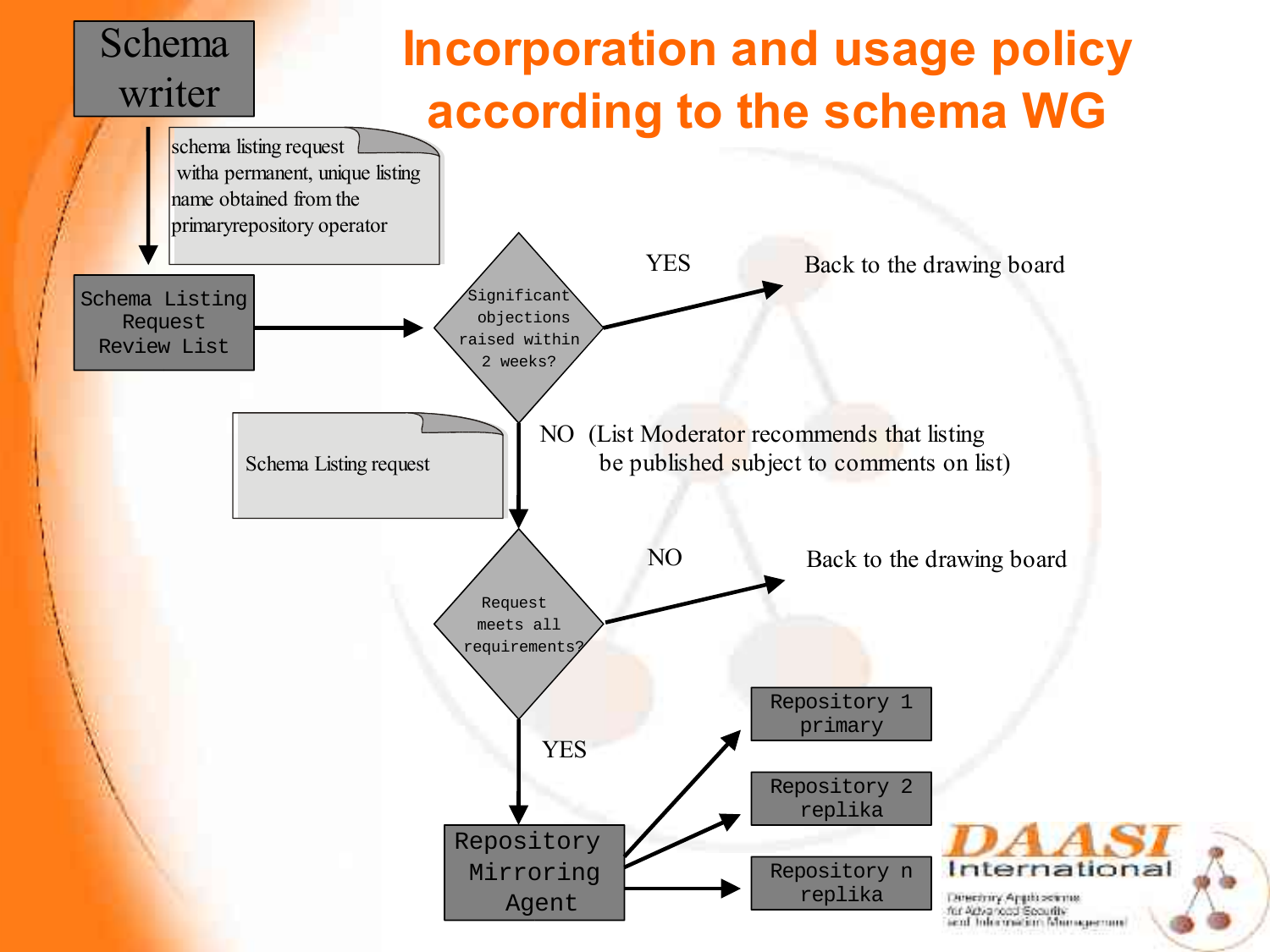# Incorporation and usage policy according to the schema WG

Schema writer

schema listing request witha permanent, unique listing name obtained from the primaryrepository operator

Schema Listing Request Review List

Significant objections raised within 2 weeks?

YES — Back to the drawing board

NO (List Moderator recommends that listing be published subject to comments on list)

Schema Listing request

Request meets all requirements?

NO — Back to the drawing board

YES

Repository Mirroring Agent

- Repository 1 primary
- Repository 2 replika
- Repository n replika

DAASI International — Directory Applications for Advanced Security and Information Management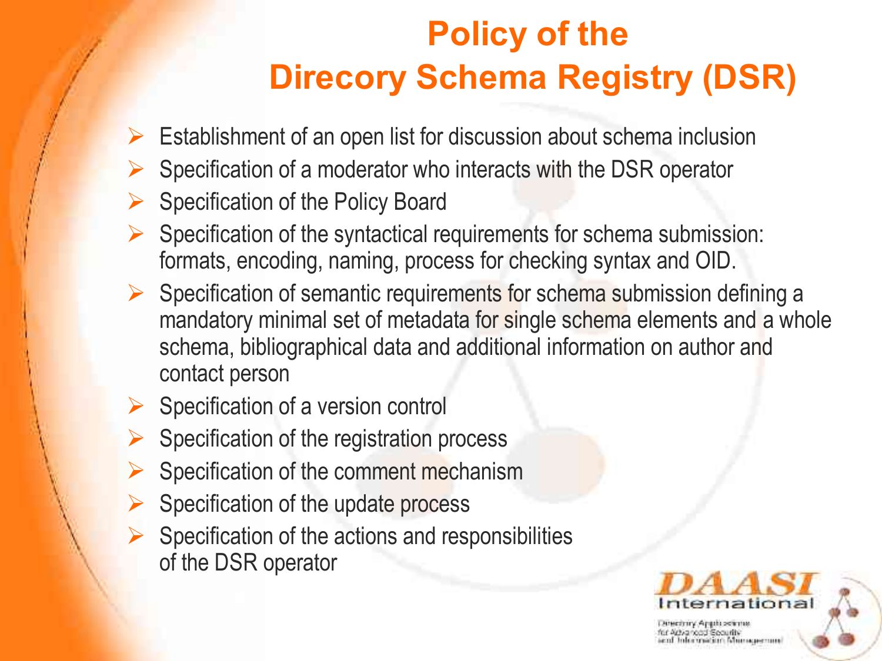# Policy of the Direcory Schema Registry (DSR)

- Establishment of an open list for discussion about schema inclusion
- Specification of a moderator who interacts with the DSR operator
- Specification of the Policy Board
- Specification of the syntactical requirements for schema submission: formats, encoding, naming, process for checking syntax and OID.
- Specification of semantic requirements for schema submission defining a mandatory minimal set of metadata for single schema elements and a whole schema, bibliographical data and additional information on author and contact person
- Specification of a version control
- Specification of the registration process
- Specification of the comment mechanism
- Specification of the update process
- Specification of the actions and responsibilities of the DSR operator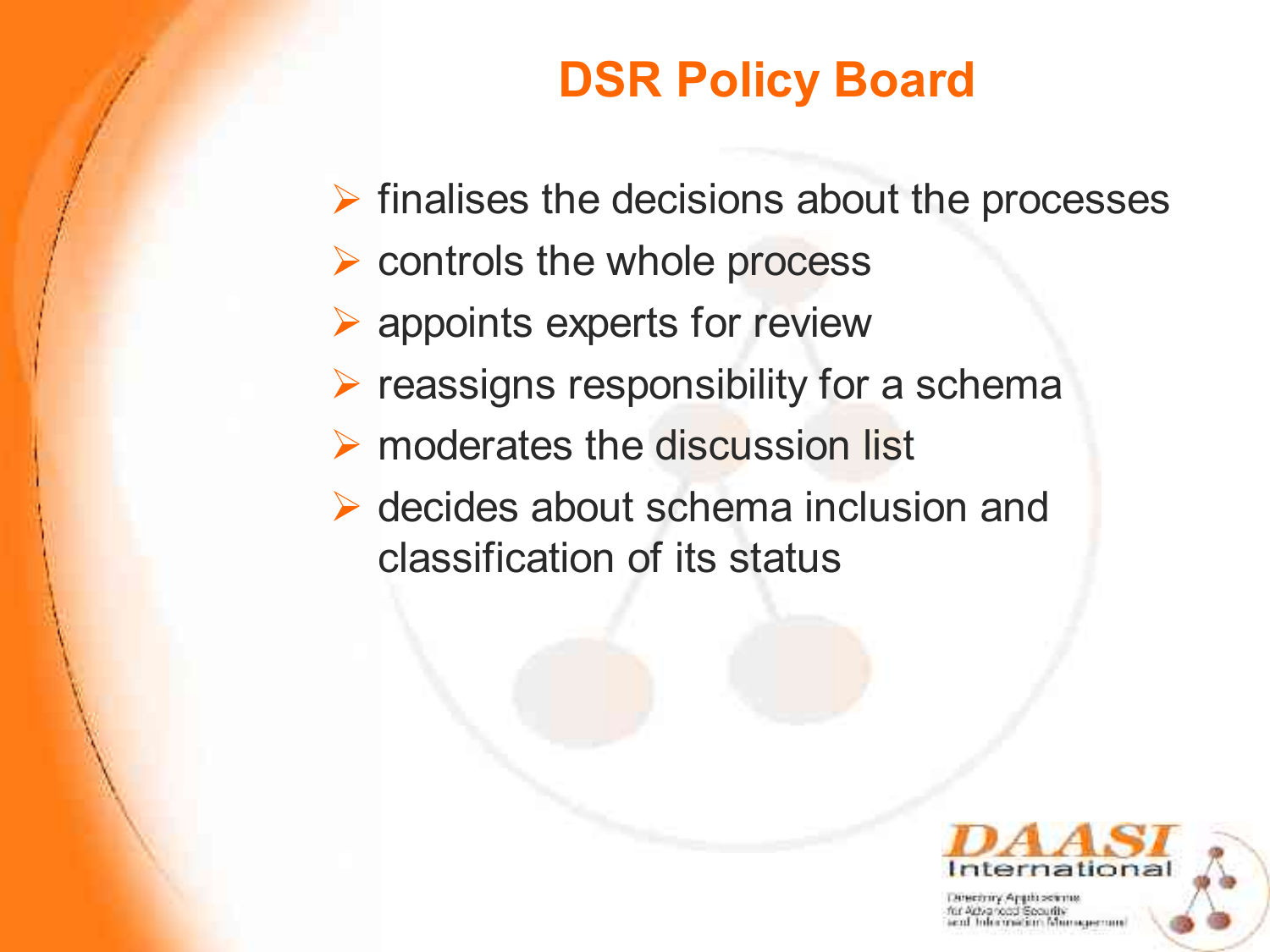# DSR Policy Board

- finalises the decisions about the processes
- controls the whole process
- appoints experts for review
- reassigns responsibility for a schema
- moderates the discussion list
- decides about schema inclusion and classification of its status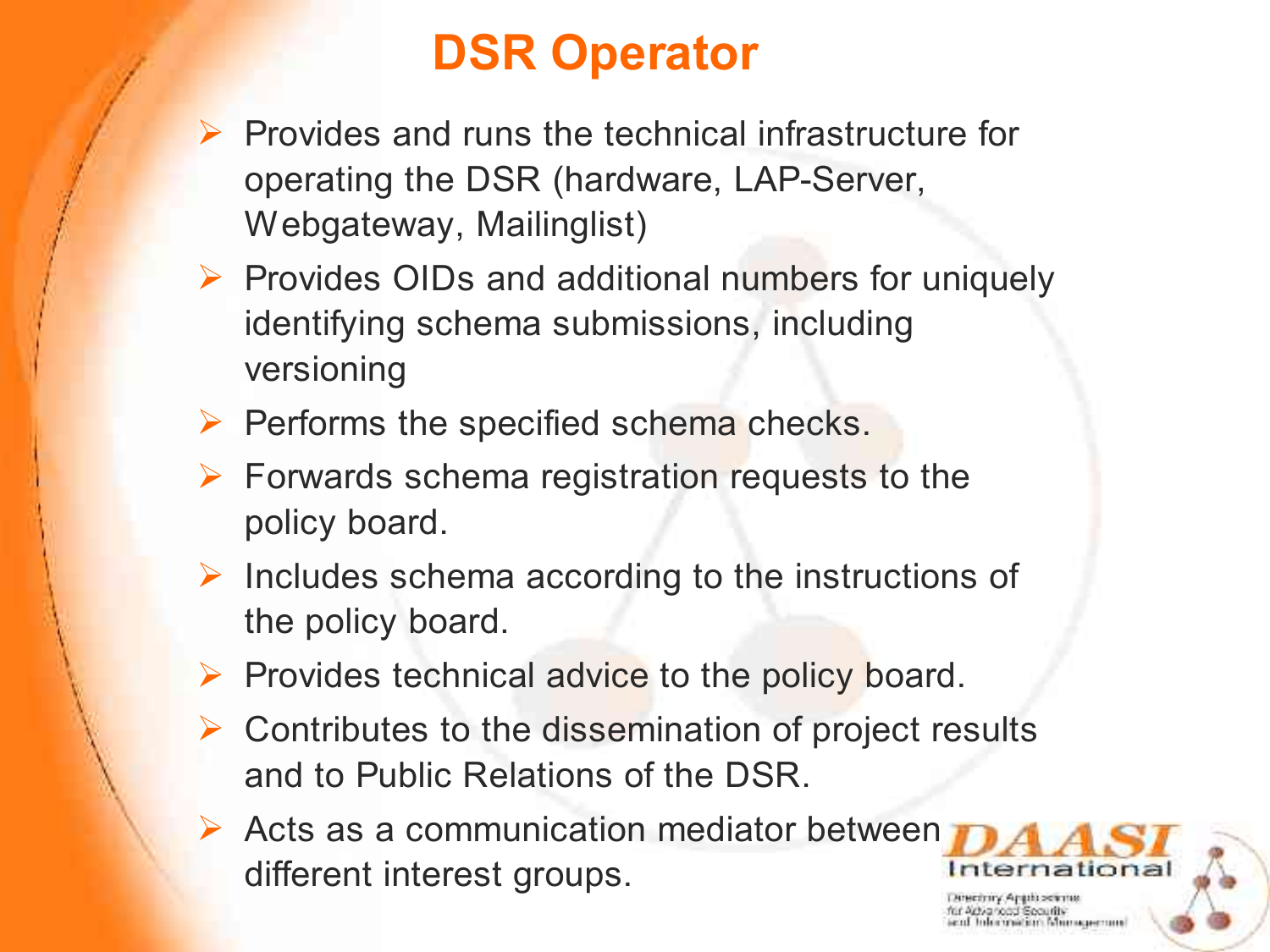# DSR Operator

- Provides and runs the technical infrastructure for operating the DSR (hardware, LAP-Server, Webgateway, Mailinglist)
- Provides OIDs and additional numbers for uniquely identifying schema submissions, including versioning
- Performs the specified schema checks.
- Forwards schema registration requests to the policy board.
- Includes schema according to the instructions of the policy board.
- Provides technical advice to the policy board.
- Contributes to the dissemination of project results and to Public Relations of the DSR.
- Acts as a communication mediator between different interest groups.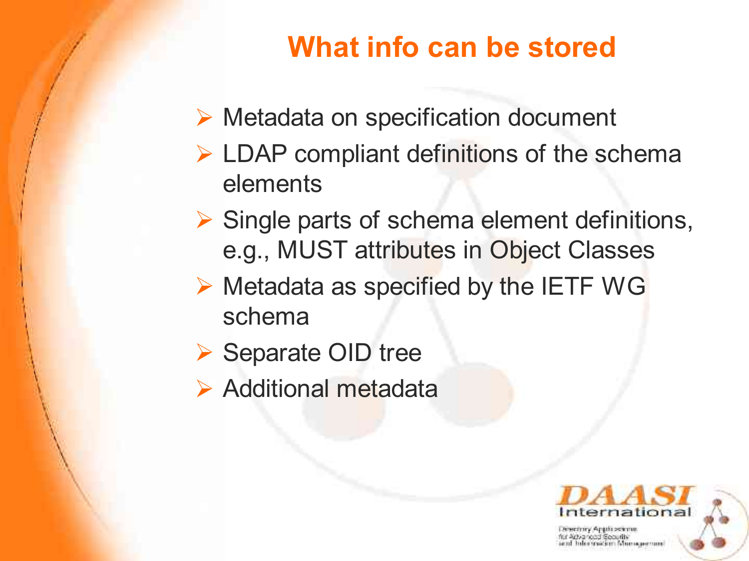# What info can be stored

- Metadata on specification document
- LDAP compliant definitions of the schema elements
- Single parts of schema element definitions, e.g., MUST attributes in Object Classes
- Metadata as specified by the IETF WG schema
- Separate OID tree
- Additional metadata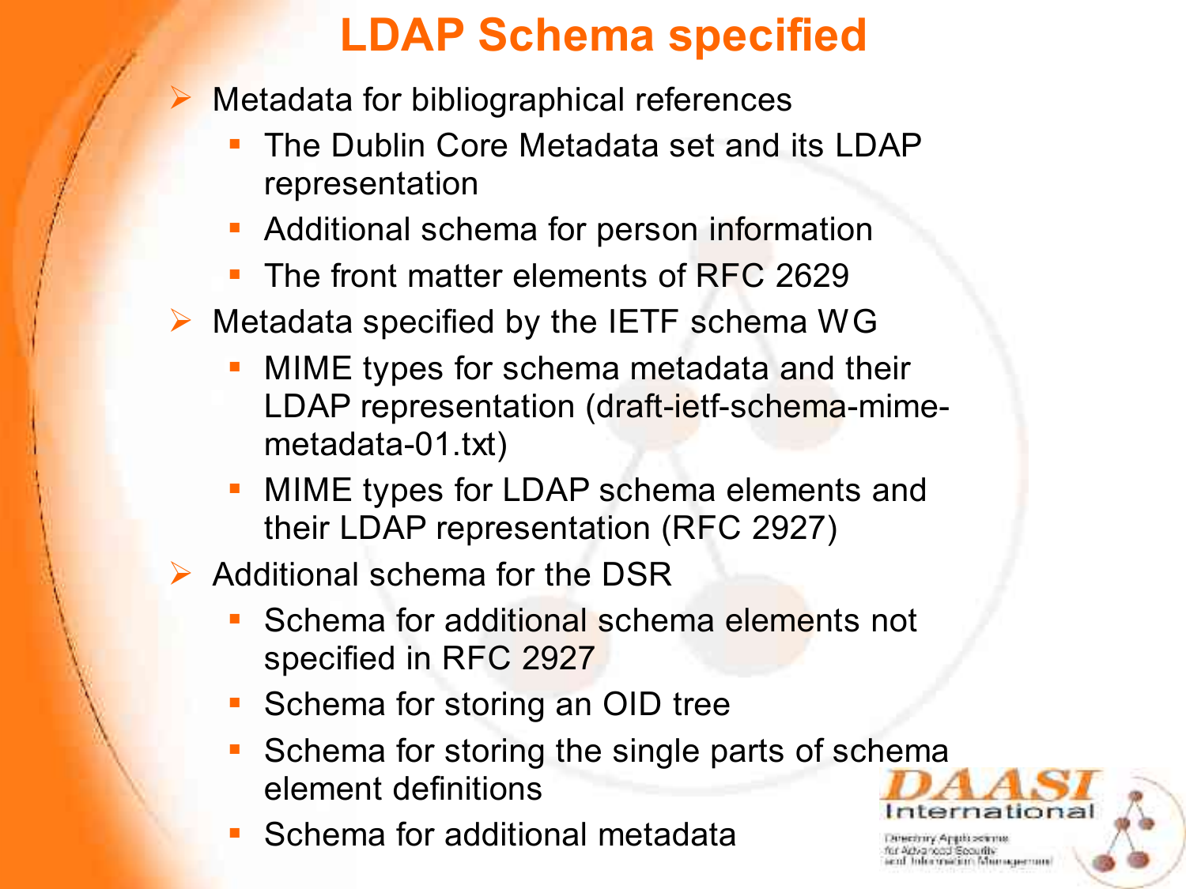# LDAP Schema specified

- Metadata for bibliographical references
  - The Dublin Core Metadata set and its LDAP representation
  - Additional schema for person information
  - The front matter elements of RFC 2629
- Metadata specified by the IETF schema WG
  - MIME types for schema metadata and their LDAP representation (draft-ietf-schema-mime-metadata-01.txt)
  - MIME types for LDAP schema elements and their LDAP representation (RFC 2927)
- Additional schema for the DSR
  - Schema for additional schema elements not specified in RFC 2927
  - Schema for storing an OID tree
  - Schema for storing the single parts of schema element definitions
  - Schema for additional metadata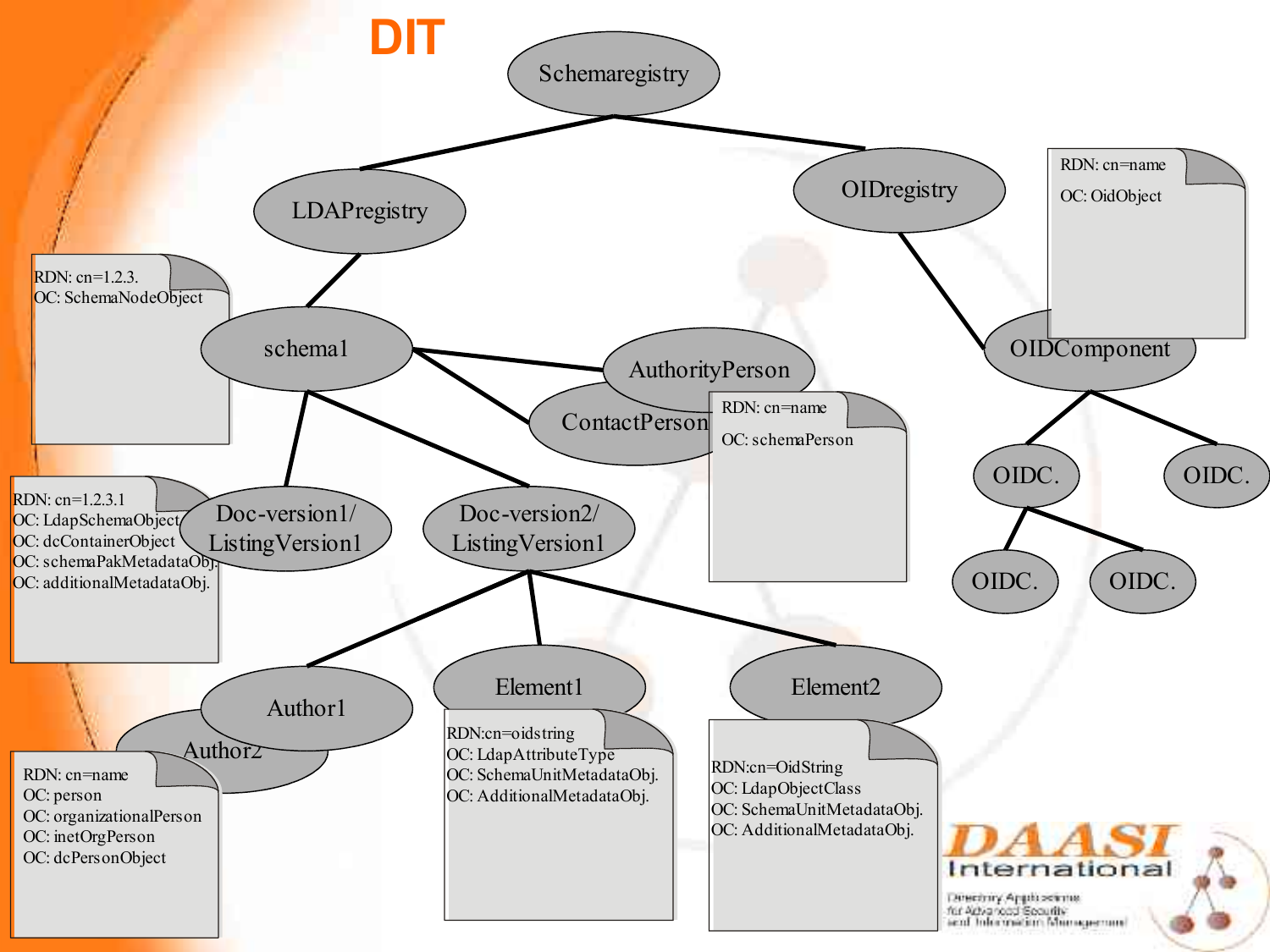# DIT

- Schemaregistry
  - LDAPregistry
    - schema1
      - RDN: cn=1.2.3.
      - OC: SchemaNodeObject
      - AuthorityPerson
      - ContactPerson
        - RDN: cn=name
        - OC: schemaPerson
      - Doc-version1/ ListingVersion1
        - RDN: cn=1.2.3.1
        - OC: LdapSchemaObject
        - OC: dcContainerObject
        - OC: schemaPakMetadataObj.
        - OC: additionalMetadataObj.
      - Doc-version2/ ListingVersion1
        - Author1
        - Author2
          - RDN: cn=name
          - OC: person
          - OC: organizationalPerson
          - OC: inetOrgPerson
          - OC: dcPersonObject
        - Element1
          - RDN:cn=oidstring
          - OC: LdapAttributeType
          - OC: SchemaUnitMetadataObj.
          - OC: AdditionalMetadataObj.
        - Element2
          - RDN:cn=OidString
          - OC: LdapObjectClass
          - OC: SchemaUnitMetadataObj.
          - OC: AdditionalMetadataObj.
  - OIDregistry
    - OIDComponent
      - RDN: cn=name
      - OC: OidObject
      - OIDC.
        - OIDC.
        - OIDC.
      - OIDC.

DAASI International
Directory Applications for Advanced Security and Information Management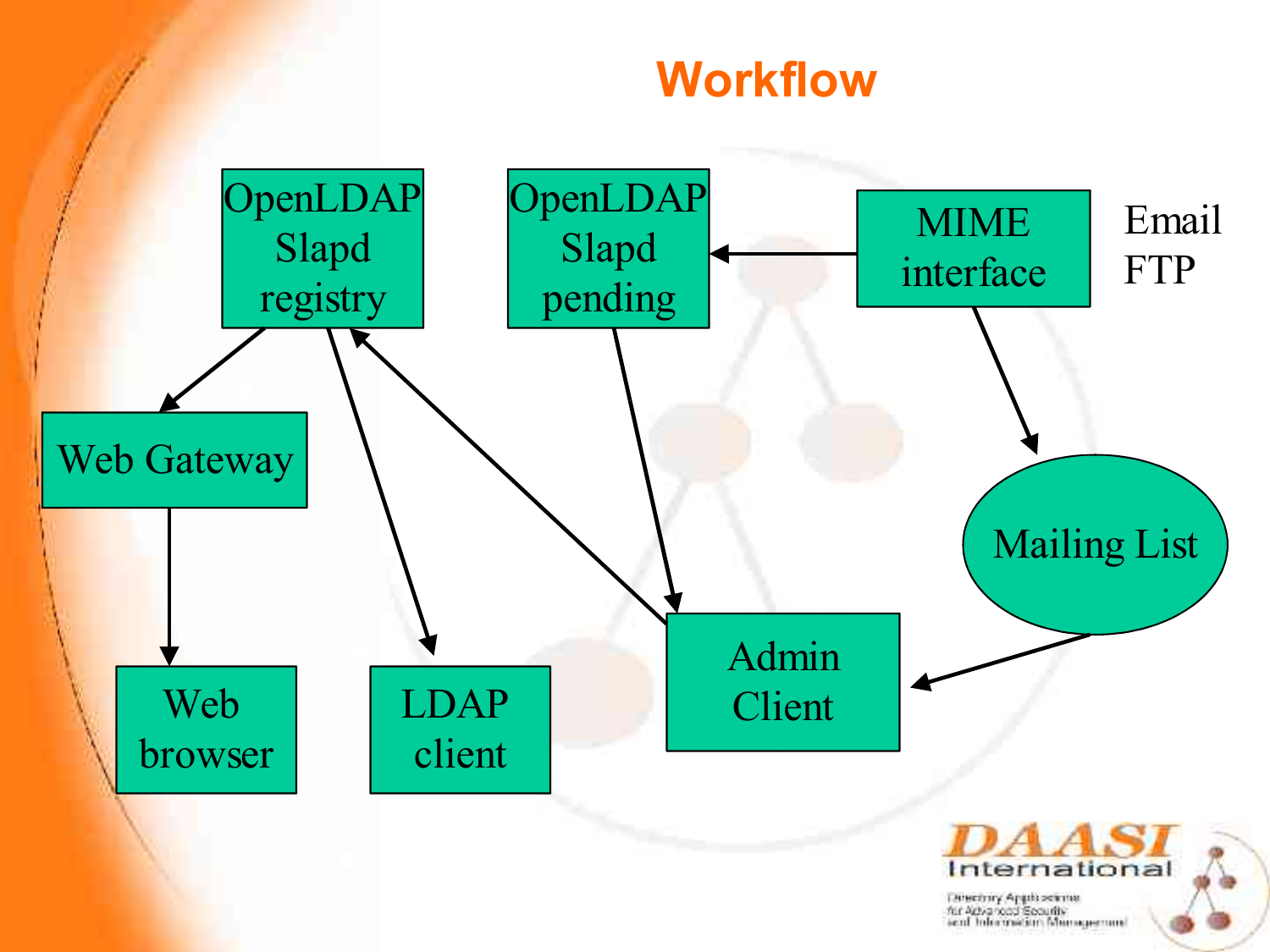# Workflow

OpenLDAP Slapd registry

OpenLDAP Slapd pending

MIME interface

Email
FTP

Web Gateway

Mailing List

Web browser

LDAP client

Admin Client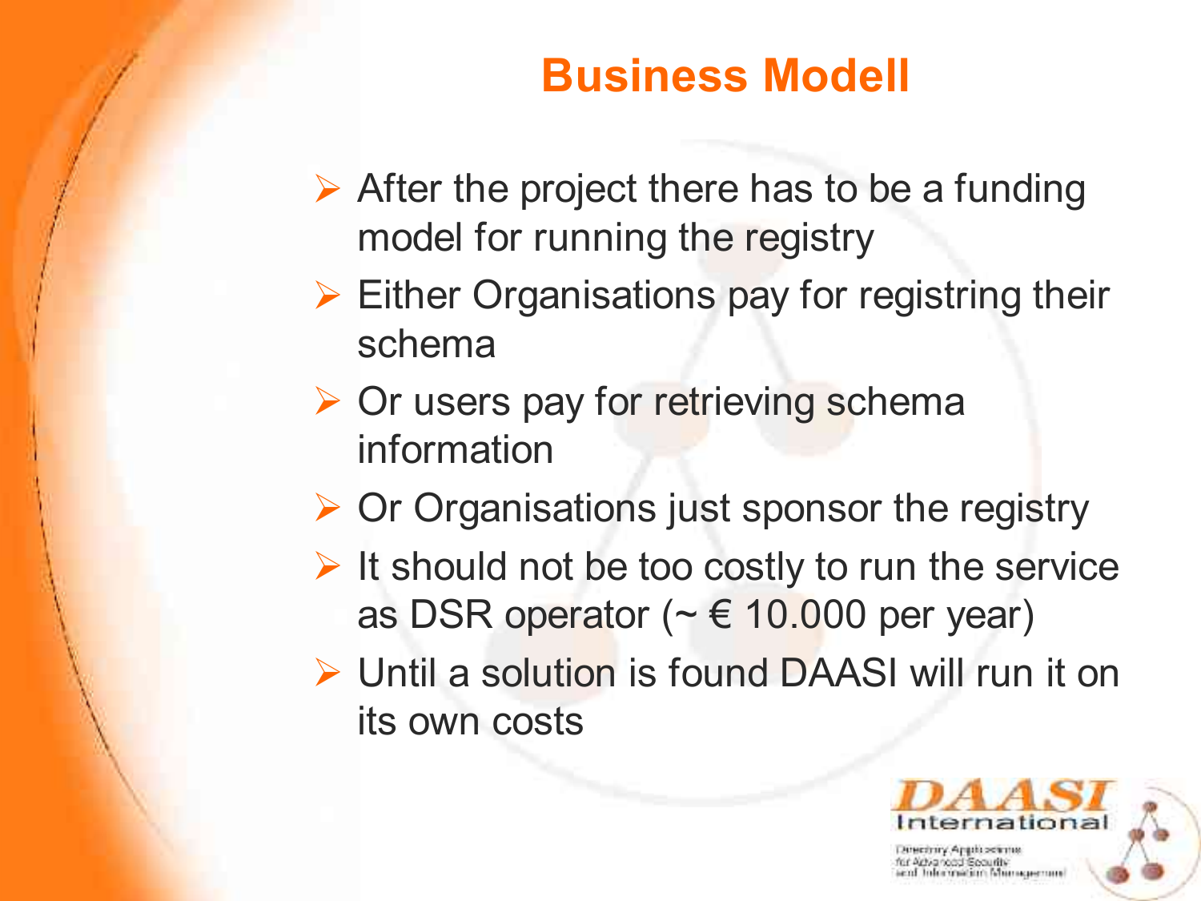# Business Modell

- After the project there has to be a funding model for running the registry
- Either Organisations pay for registring their schema
- Or users pay for retrieving schema information
- Or Organisations just sponsor the registry
- It should not be too costly to run the service as DSR operator (~ € 10.000 per year)
- Until a solution is found DAASI will run it on its own costs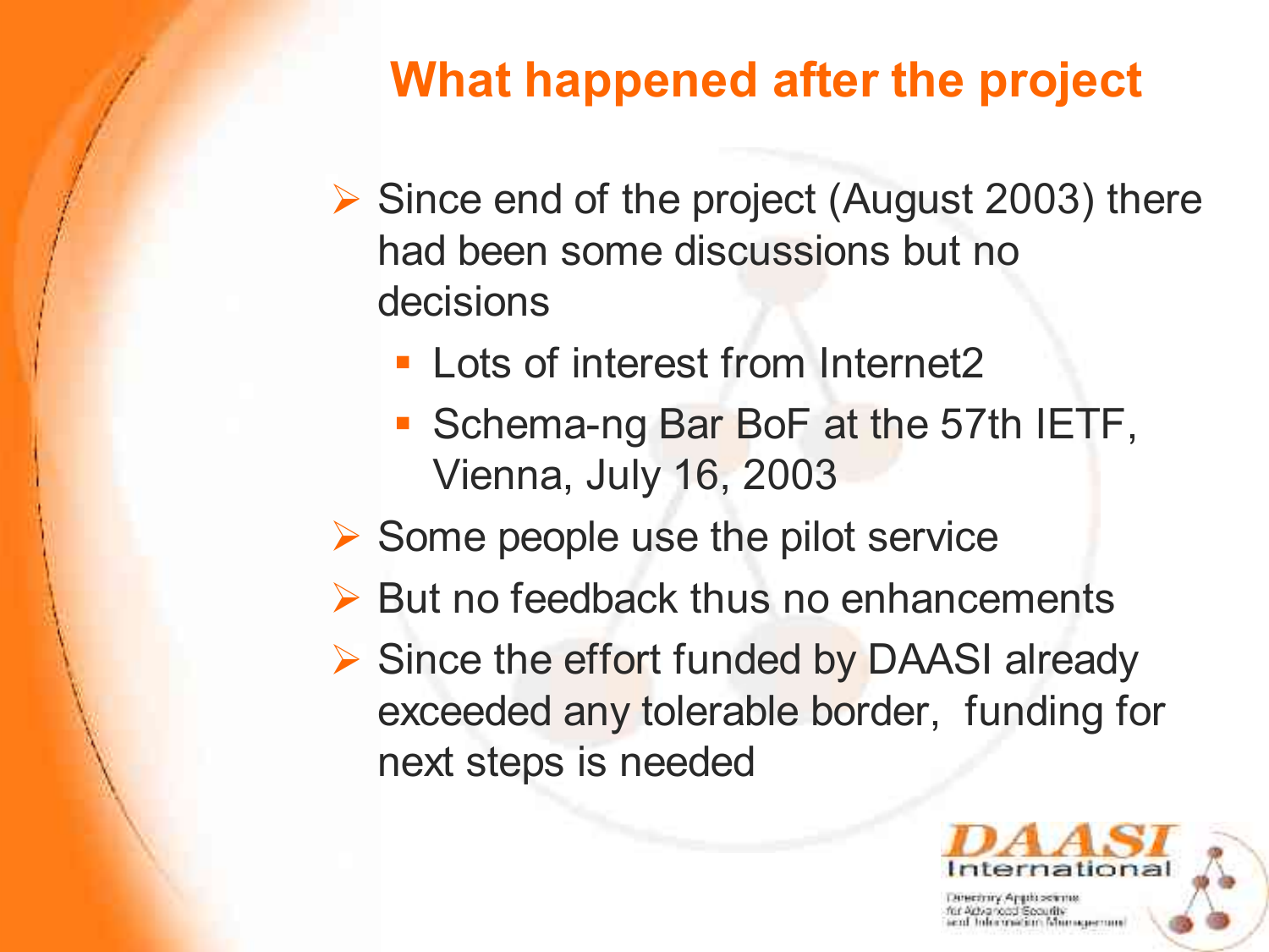# What happened after the project

- Since end of the project (August 2003) there had been some discussions but no decisions
  - Lots of interest from Internet2
  - Schema-ng Bar BoF at the 57th IETF, Vienna, July 16, 2003
- Some people use the pilot service
- But no feedback thus no enhancements
- Since the effort funded by DAASI already exceeded any tolerable border, funding for next steps is needed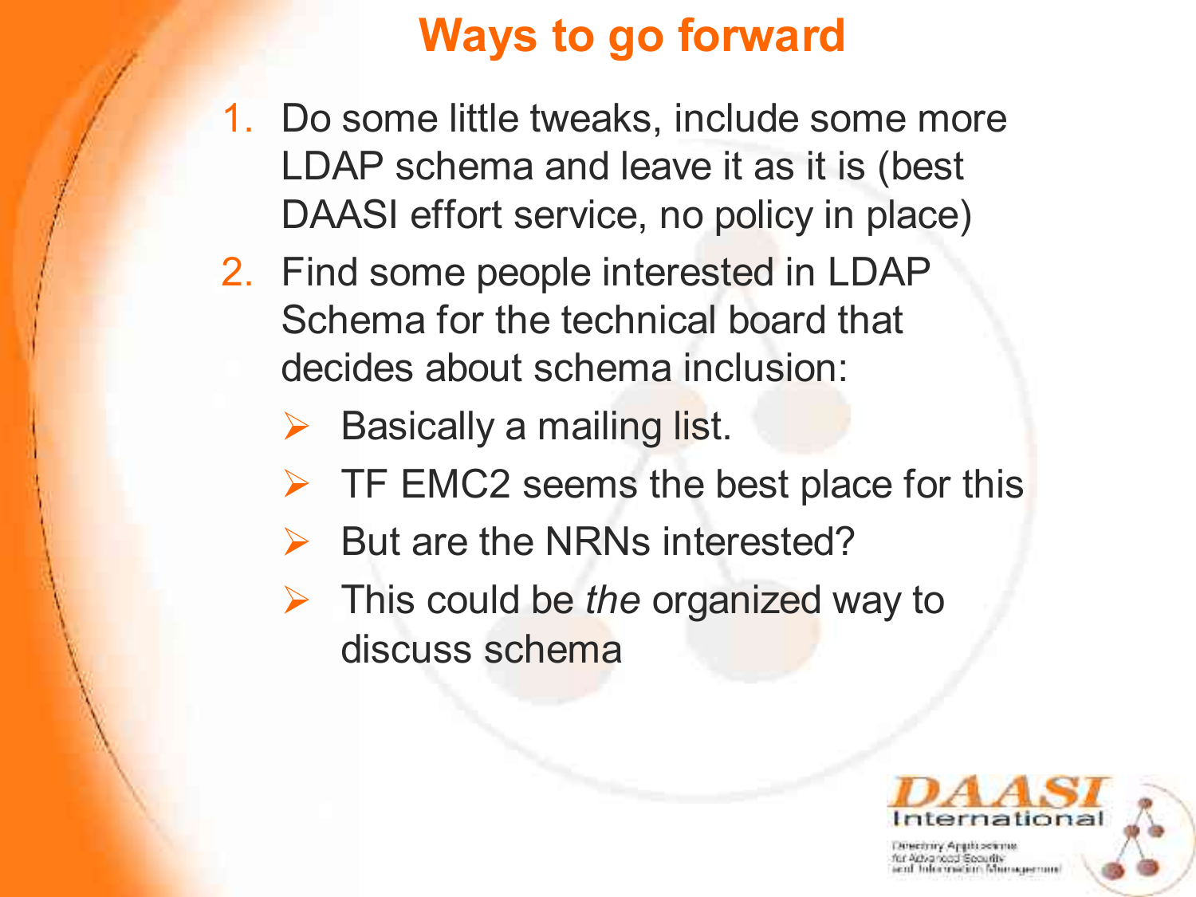# Ways to go forward

1. Do some little tweaks, include some more LDAP schema and leave it as it is (best DAASI effort service, no policy in place)
2. Find some people interested in LDAP Schema for the technical board that decides about schema inclusion:
   - Basically a mailing list.
   - TF EMC2 seems the best place for this
   - But are the NRNs interested?
   - This could be *the* organized way to discuss schema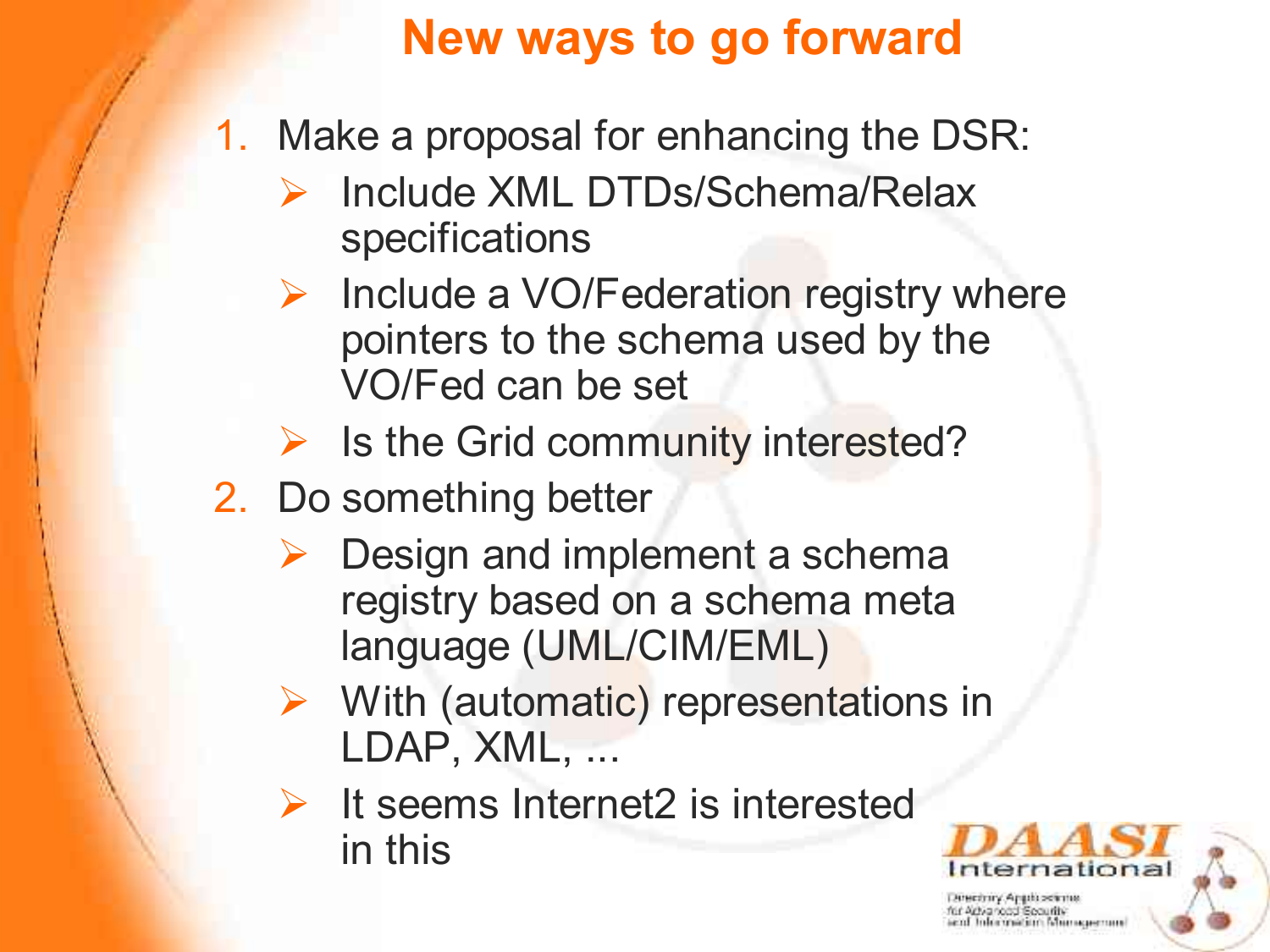# New ways to go forward

1. Make a proposal for enhancing the DSR:
   - Include XML DTDs/Schema/Relax specifications
   - Include a VO/Federation registry where pointers to the schema used by the VO/Fed can be set
   - Is the Grid community interested?
2. Do something better
   - Design and implement a schema registry based on a schema meta language (UML/CIM/EML)
   - With (automatic) representations in LDAP, XML, ...
   - It seems Internet2 is interested in this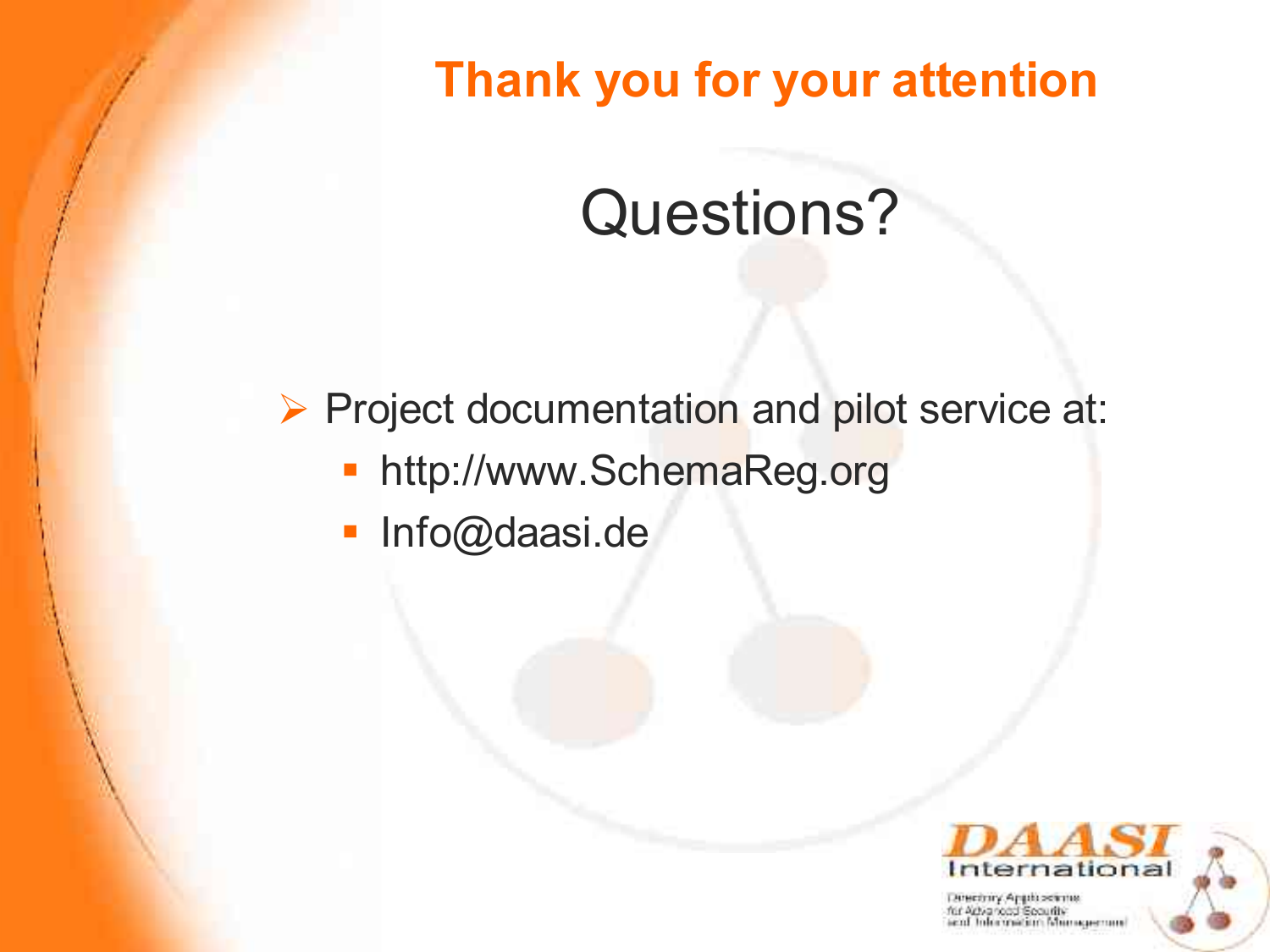# Thank you for your attention

## Questions?

- Project documentation and pilot service at:
  - http://www.SchemaReg.org
  - Info@daasi.de

DAASI International

Directory Applications for Advanced Security and Information Management